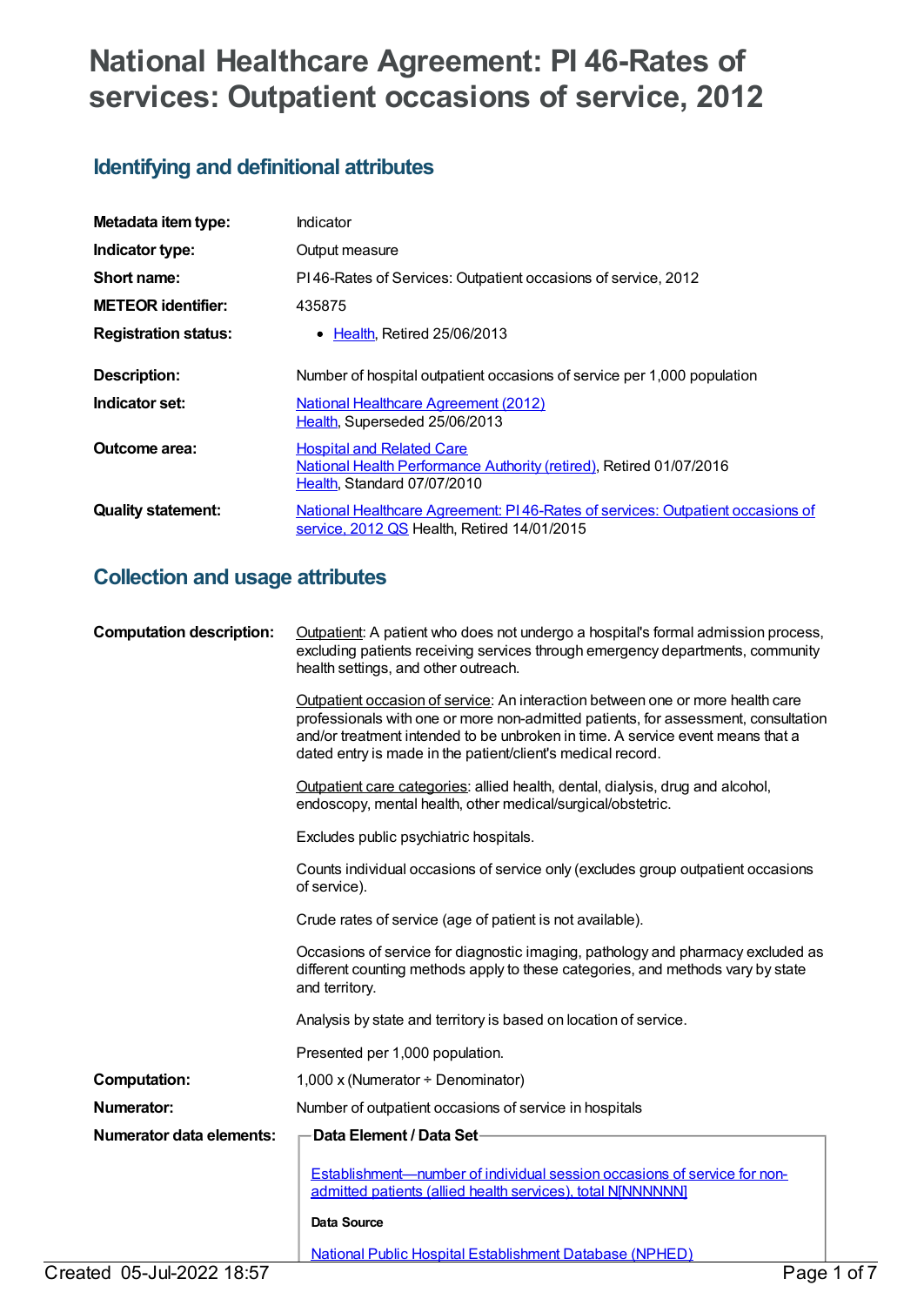# National Healthcare Agreement: PI 46-Rates of services: Outpatient occasions of service, 2012

## Identifying and definitional attributes

| | |
|---|---|
| **Metadata item type:** | Indicator |
| **Indicator type:** | Output measure |
| **Short name:** | PI 46-Rates of Services: Outpatient occasions of service, 2012 |
| **METEOR identifier:** | 435875 |
| **Registration status:** | • Health, Retired 25/06/2013 |
| **Description:** | Number of hospital outpatient occasions of service per 1,000 population |
| **Indicator set:** | National Healthcare Agreement (2012) Health, Superseded 25/06/2013 |
| **Outcome area:** | Hospital and Related Care National Health Performance Authority (retired), Retired 01/07/2016 Health, Standard 07/07/2010 |
| **Quality statement:** | National Healthcare Agreement: PI 46-Rates of services: Outpatient occasions of service, 2012 QS Health, Retired 14/01/2015 |

## Collection and usage attributes

**Computation description:**

Outpatient: A patient who does not undergo a hospital's formal admission process, excluding patients receiving services through emergency departments, community health settings, and other outreach.

Outpatient occasion of service: An interaction between one or more health care professionals with one or more non-admitted patients, for assessment, consultation and/or treatment intended to be unbroken in time. A service event means that a dated entry is made in the patient/client's medical record.

Outpatient care categories: allied health, dental, dialysis, drug and alcohol, endoscopy, mental health, other medical/surgical/obstetric.

Excludes public psychiatric hospitals.

Counts individual occasions of service only (excludes group outpatient occasions of service).

Crude rates of service (age of patient is not available).

Occasions of service for diagnostic imaging, pathology and pharmacy excluded as different counting methods apply to these categories, and methods vary by state and territory.

Analysis by state and territory is based on location of service.

Presented per 1,000 population.

**Computation:** 1,000 x (Numerator ÷ Denominator)

**Numerator:** Number of outpatient occasions of service in hospitals

**Numerator data elements:**

**Data Element / Data Set**

Establishment—number of individual session occasions of service for non-admitted patients (allied health services), total N[NNNNNN]

**Data Source**

National Public Hospital Establishment Database (NPHED)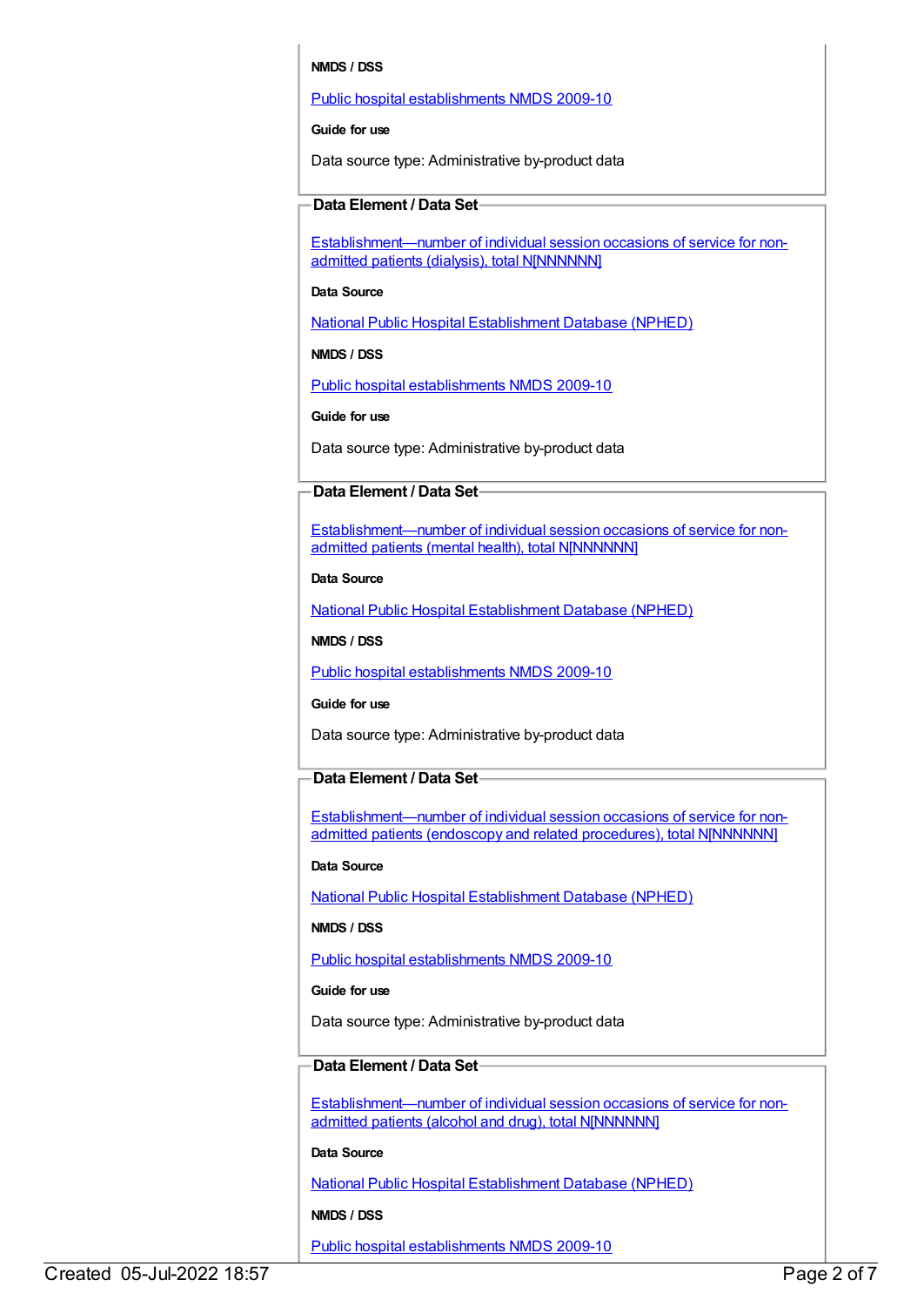**NMDS / DSS**

Public hospital establishments NMDS 2009-10

**Guide for use**

Data source type: Administrative by-product data

### Data Element / Data Set

Establishment—number of individual session occasions of service for non-admitted patients (dialysis), total N[NNNNNN]

**Data Source**

National Public Hospital Establishment Database (NPHED)

**NMDS / DSS**

Public hospital establishments NMDS 2009-10

**Guide for use**

Data source type: Administrative by-product data

### Data Element / Data Set

Establishment—number of individual session occasions of service for non-admitted patients (mental health), total N[NNNNNN]

**Data Source**

National Public Hospital Establishment Database (NPHED)

**NMDS / DSS**

Public hospital establishments NMDS 2009-10

**Guide for use**

Data source type: Administrative by-product data

### Data Element / Data Set

Establishment—number of individual session occasions of service for non-admitted patients (endoscopy and related procedures), total N[NNNNNN]

**Data Source**

National Public Hospital Establishment Database (NPHED)

**NMDS / DSS**

Public hospital establishments NMDS 2009-10

**Guide for use**

Data source type: Administrative by-product data

### Data Element / Data Set

Establishment—number of individual session occasions of service for non-admitted patients (alcohol and drug), total N[NNNNNN]

**Data Source**

National Public Hospital Establishment Database (NPHED)

**NMDS / DSS**

Public hospital establishments NMDS 2009-10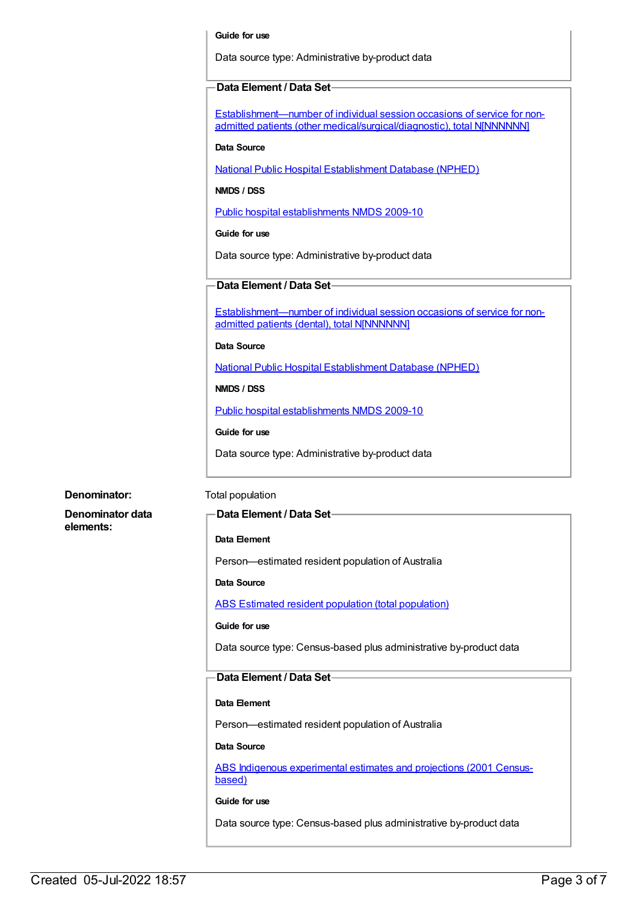**Guide for use**

Data source type: Administrative by-product data

**Data Element / Data Set**

Establishment—number of individual session occasions of service for non-admitted patients (other medical/surgical/diagnostic), total N[NNNNNN]

**Data Source**

National Public Hospital Establishment Database (NPHED)

**NMDS / DSS**

Public hospital establishments NMDS 2009-10

**Guide for use**

Data source type: Administrative by-product data

**Data Element / Data Set**

Establishment—number of individual session occasions of service for non-admitted patients (dental), total N[NNNNNN]

**Data Source**

National Public Hospital Establishment Database (NPHED)

**NMDS / DSS**

Public hospital establishments NMDS 2009-10

**Guide for use**

Data source type: Administrative by-product data

**Denominator:** Total population

**Denominator data elements:**

**Data Element / Data Set**

**Data Element**

Person—estimated resident population of Australia

**Data Source**

ABS Estimated resident population (total population)

**Guide for use**

Data source type: Census-based plus administrative by-product data

**Data Element / Data Set**

**Data Element**

Person—estimated resident population of Australia

**Data Source**

ABS Indigenous experimental estimates and projections (2001 Census-based)

**Guide for use**

Data source type: Census-based plus administrative by-product data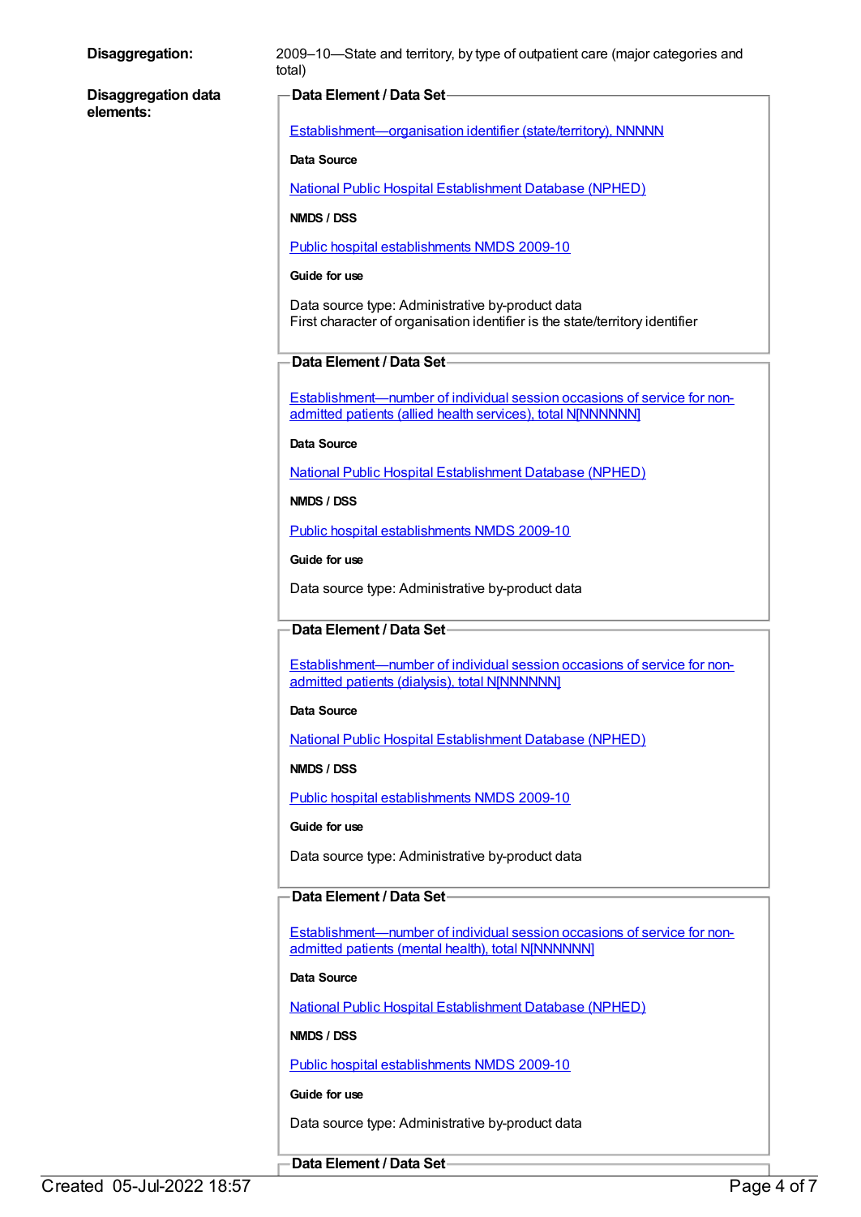**Disaggregation:** 2009–10—State and territory, by type of outpatient care (major categories and total)

**Disaggregation data elements:**

**Data Element / Data Set**

Establishment—organisation identifier (state/territory), NNNNN

**Data Source**

National Public Hospital Establishment Database (NPHED)

**NMDS / DSS**

Public hospital establishments NMDS 2009-10

**Guide for use**

Data source type: Administrative by-product data
First character of organisation identifier is the state/territory identifier

**Data Element / Data Set**

Establishment—number of individual session occasions of service for non-admitted patients (allied health services), total N[NNNNNN]

**Data Source**

National Public Hospital Establishment Database (NPHED)

**NMDS / DSS**

Public hospital establishments NMDS 2009-10

**Guide for use**

Data source type: Administrative by-product data

**Data Element / Data Set**

Establishment—number of individual session occasions of service for non-admitted patients (dialysis), total N[NNNNNN]

**Data Source**

National Public Hospital Establishment Database (NPHED)

**NMDS / DSS**

Public hospital establishments NMDS 2009-10

**Guide for use**

Data source type: Administrative by-product data

**Data Element / Data Set**

Establishment—number of individual session occasions of service for non-admitted patients (mental health), total N[NNNNNN]

**Data Source**

National Public Hospital Establishment Database (NPHED)

**NMDS / DSS**

Public hospital establishments NMDS 2009-10

**Guide for use**

Data source type: Administrative by-product data

**Data Element / Data Set**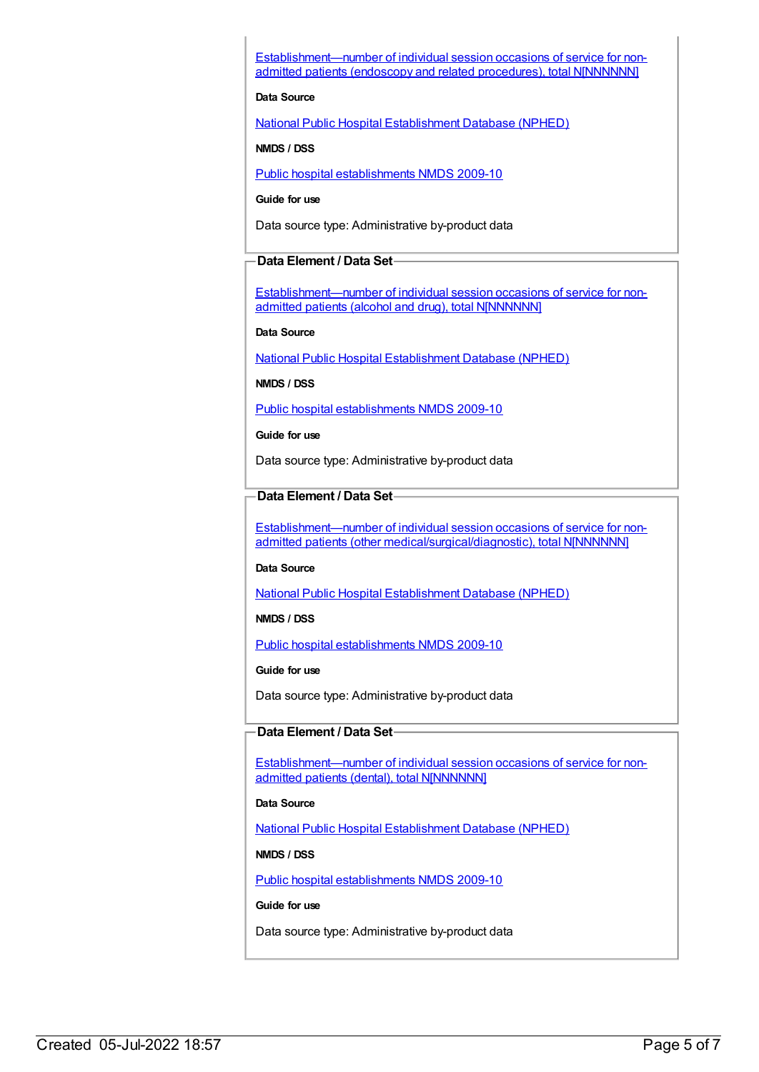Establishment—number of individual session occasions of service for non-admitted patients (endoscopy and related procedures), total N[NNNNNN]

**Data Source**

National Public Hospital Establishment Database (NPHED)

**NMDS / DSS**

Public hospital establishments NMDS 2009-10

**Guide for use**

Data source type: Administrative by-product data

**Data Element / Data Set**

Establishment—number of individual session occasions of service for non-admitted patients (alcohol and drug), total N[NNNNNN]

**Data Source**

National Public Hospital Establishment Database (NPHED)

**NMDS / DSS**

Public hospital establishments NMDS 2009-10

**Guide for use**

Data source type: Administrative by-product data

**Data Element / Data Set**

Establishment—number of individual session occasions of service for non-admitted patients (other medical/surgical/diagnostic), total N[NNNNNN]

**Data Source**

National Public Hospital Establishment Database (NPHED)

**NMDS / DSS**

Public hospital establishments NMDS 2009-10

**Guide for use**

Data source type: Administrative by-product data

**Data Element / Data Set**

Establishment—number of individual session occasions of service for non-admitted patients (dental), total N[NNNNNN]

**Data Source**

National Public Hospital Establishment Database (NPHED)

**NMDS / DSS**

Public hospital establishments NMDS 2009-10

**Guide for use**

Data source type: Administrative by-product data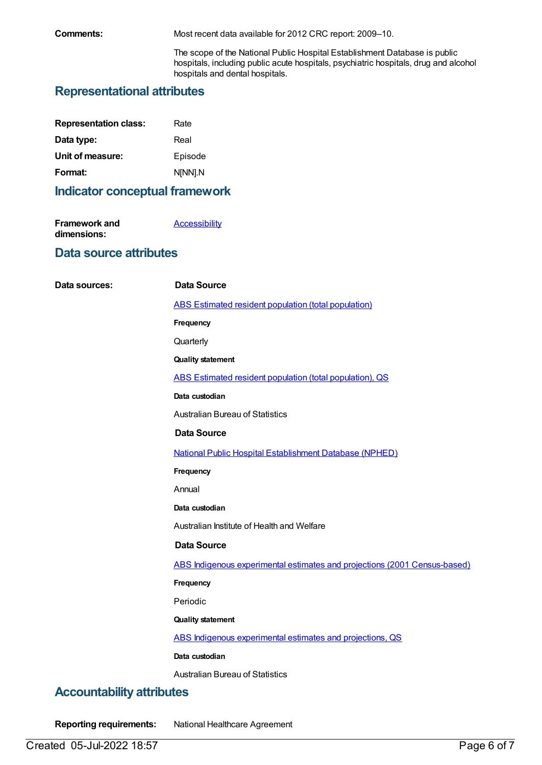**Comments:** Most recent data available for 2012 CRC report: 2009–10.

The scope of the National Public Hospital Establishment Database is public hospitals, including public acute hospitals, psychiatric hospitals, drug and alcohol hospitals and dental hospitals.

## Representational attributes

**Representation class:** Rate

**Data type:** Real

**Unit of measure:** Episode

**Format:** N[NN].N

## Indicator conceptual framework

**Framework and dimensions:** Accessibility

## Data source attributes

**Data sources:**

**Data Source**

ABS Estimated resident population (total population)

**Frequency**

Quarterly

**Quality statement**

ABS Estimated resident population (total population), QS

**Data custodian**

Australian Bureau of Statistics

**Data Source**

National Public Hospital Establishment Database (NPHED)

**Frequency**

Annual

**Data custodian**

Australian Institute of Health and Welfare

**Data Source**

ABS Indigenous experimental estimates and projections (2001 Census-based)

**Frequency**

Periodic

**Quality statement**

ABS Indigenous experimental estimates and projections, QS

**Data custodian**

Australian Bureau of Statistics

## Accountability attributes

**Reporting requirements:** National Healthcare Agreement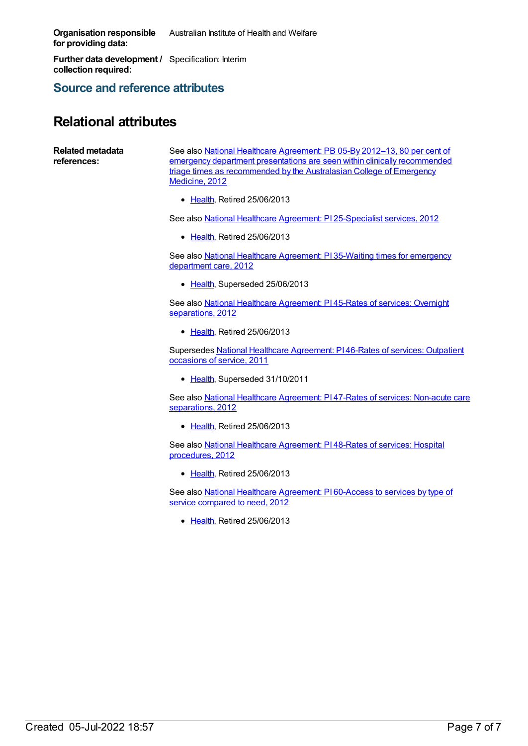**Organisation responsible for providing data:** Australian Institute of Health and Welfare

**Further data development / collection required:** Specification: Interim

## Source and reference attributes

# Relational attributes

**Related metadata references:**

See also National Healthcare Agreement: PB 05-By 2012–13, 80 per cent of emergency department presentations are seen within clinically recommended triage times as recommended by the Australasian College of Emergency Medicine, 2012

- Health, Retired 25/06/2013

See also National Healthcare Agreement: PI 25-Specialist services, 2012

- Health, Retired 25/06/2013

See also National Healthcare Agreement: PI 35-Waiting times for emergency department care, 2012

- Health, Superseded 25/06/2013

See also National Healthcare Agreement: PI 45-Rates of services: Overnight separations, 2012

- Health, Retired 25/06/2013

Supersedes National Healthcare Agreement: PI 46-Rates of services: Outpatient occasions of service, 2011

- Health, Superseded 31/10/2011

See also National Healthcare Agreement: PI 47-Rates of services: Non-acute care separations, 2012

- Health, Retired 25/06/2013

See also National Healthcare Agreement: PI 48-Rates of services: Hospital procedures, 2012

- Health, Retired 25/06/2013

See also National Healthcare Agreement: PI 60-Access to services by type of service compared to need, 2012

- Health, Retired 25/06/2013